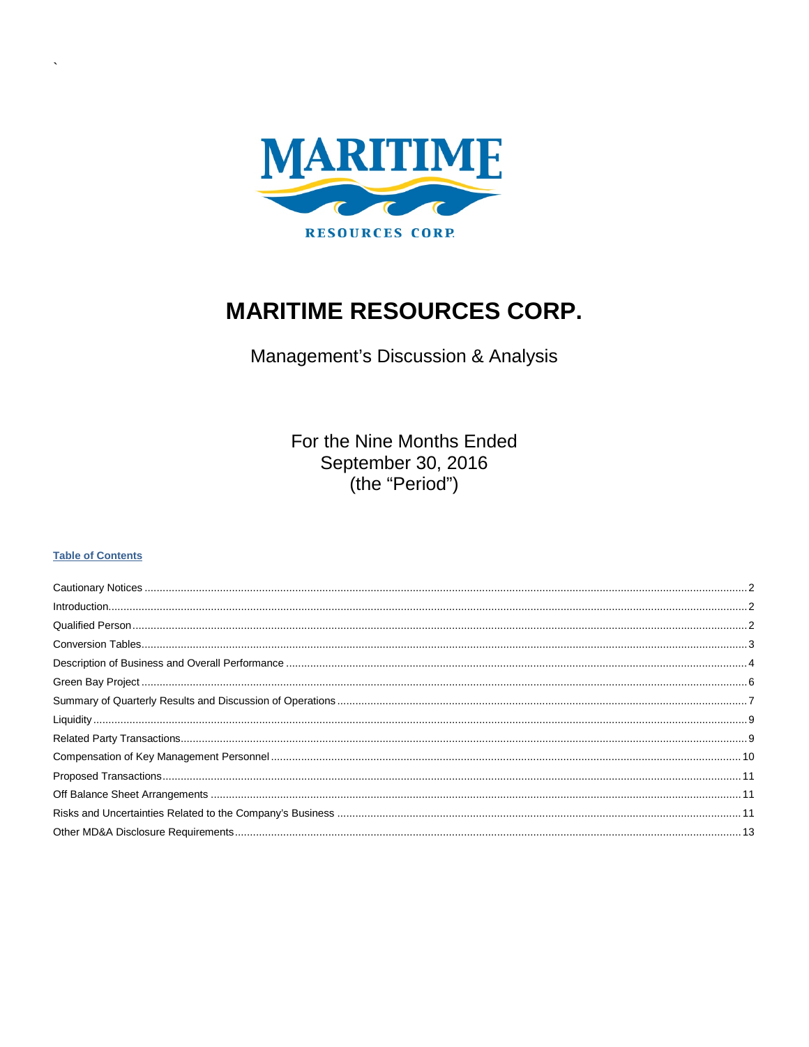# MARITIME RESOURCES CORP.

Management's Discussion & Analysis

For the Nine Months Ended
September 30, 2016
(the "Period")

**Table of Contents**

| | |
|---|---|
| Cautionary Notices | 2 |
| Introduction | 2 |
| Qualified Person | 2 |
| Conversion Tables | 3 |
| Description of Business and Overall Performance | 4 |
| Green Bay Project | 6 |
| Summary of Quarterly Results and Discussion of Operations | 7 |
| Liquidity | 9 |
| Related Party Transactions | 9 |
| Compensation of Key Management Personnel | 10 |
| Proposed Transactions | 11 |
| Off Balance Sheet Arrangements | 11 |
| Risks and Uncertainties Related to the Company's Business | 11 |
| Other MD&A Disclosure Requirements | 13 |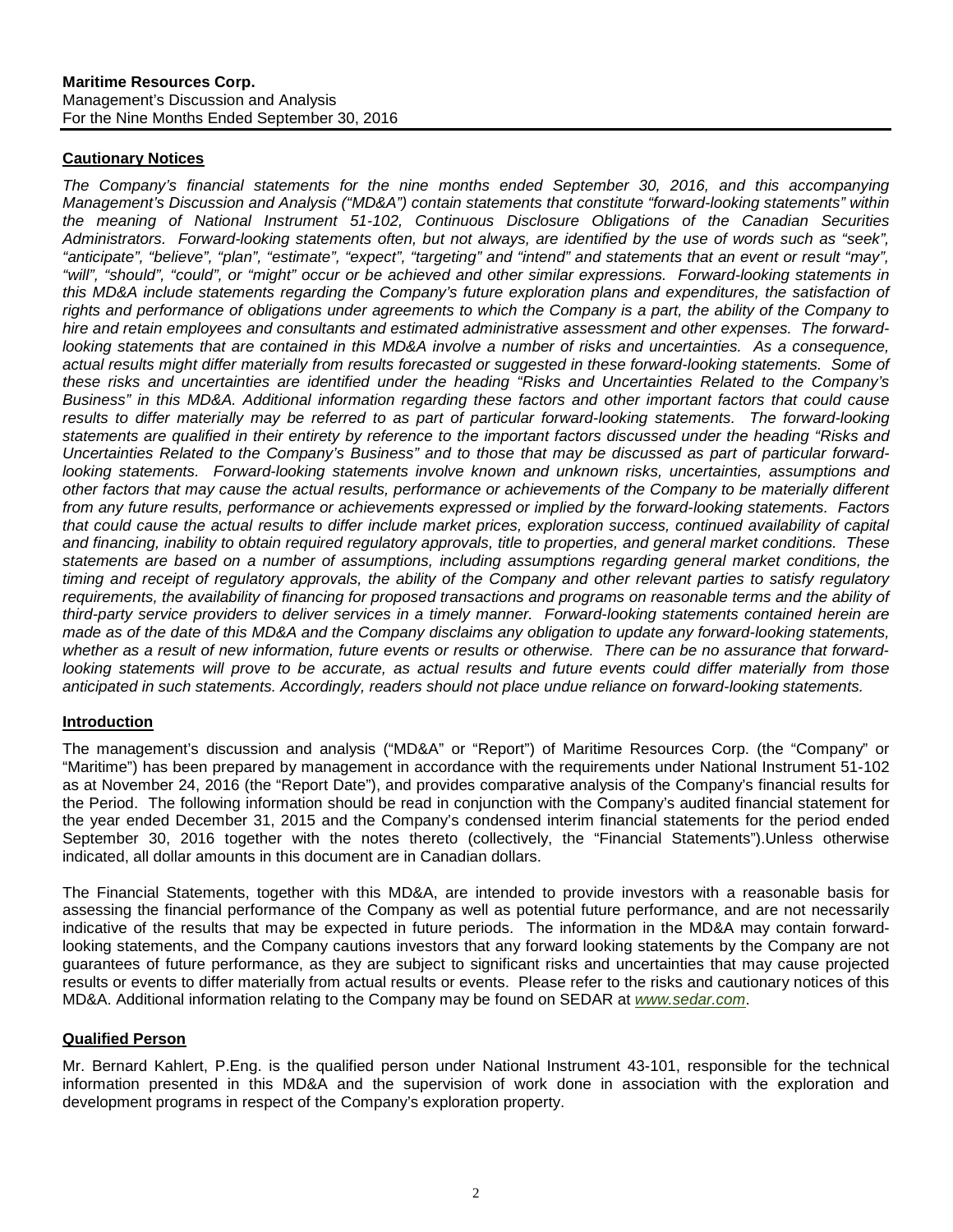## Cautionary Notices

*The Company's financial statements for the nine months ended September 30, 2016, and this accompanying Management's Discussion and Analysis ("MD&A") contain statements that constitute "forward-looking statements" within the meaning of National Instrument 51-102, Continuous Disclosure Obligations of the Canadian Securities Administrators. Forward-looking statements often, but not always, are identified by the use of words such as "seek", "anticipate", "believe", "plan", "estimate", "expect", "targeting" and "intend" and statements that an event or result "may", "will", "should", "could", or "might" occur or be achieved and other similar expressions. Forward-looking statements in this MD&A include statements regarding the Company's future exploration plans and expenditures, the satisfaction of rights and performance of obligations under agreements to which the Company is a part, the ability of the Company to hire and retain employees and consultants and estimated administrative assessment and other expenses. The forward-looking statements that are contained in this MD&A involve a number of risks and uncertainties. As a consequence, actual results might differ materially from results forecasted or suggested in these forward-looking statements. Some of these risks and uncertainties are identified under the heading "Risks and Uncertainties Related to the Company's Business" in this MD&A. Additional information regarding these factors and other important factors that could cause results to differ materially may be referred to as part of particular forward-looking statements. The forward-looking statements are qualified in their entirety by reference to the important factors discussed under the heading "Risks and Uncertainties Related to the Company's Business" and to those that may be discussed as part of particular forward-looking statements. Forward-looking statements involve known and unknown risks, uncertainties, assumptions and other factors that may cause the actual results, performance or achievements of the Company to be materially different from any future results, performance or achievements expressed or implied by the forward-looking statements. Factors that could cause the actual results to differ include market prices, exploration success, continued availability of capital and financing, inability to obtain required regulatory approvals, title to properties, and general market conditions. These statements are based on a number of assumptions, including assumptions regarding general market conditions, the timing and receipt of regulatory approvals, the ability of the Company and other relevant parties to satisfy regulatory requirements, the availability of financing for proposed transactions and programs on reasonable terms and the ability of third-party service providers to deliver services in a timely manner. Forward-looking statements contained herein are made as of the date of this MD&A and the Company disclaims any obligation to update any forward-looking statements, whether as a result of new information, future events or results or otherwise. There can be no assurance that forward-looking statements will prove to be accurate, as actual results and future events could differ materially from those anticipated in such statements. Accordingly, readers should not place undue reliance on forward-looking statements.*

## Introduction

The management's discussion and analysis ("MD&A" or "Report") of Maritime Resources Corp. (the "Company" or "Maritime") has been prepared by management in accordance with the requirements under National Instrument 51-102 as at November 24, 2016 (the "Report Date"), and provides comparative analysis of the Company's financial results for the Period. The following information should be read in conjunction with the Company's audited financial statement for the year ended December 31, 2015 and the Company's condensed interim financial statements for the period ended September 30, 2016 together with the notes thereto (collectively, the "Financial Statements").Unless otherwise indicated, all dollar amounts in this document are in Canadian dollars.

The Financial Statements, together with this MD&A, are intended to provide investors with a reasonable basis for assessing the financial performance of the Company as well as potential future performance, and are not necessarily indicative of the results that may be expected in future periods. The information in the MD&A may contain forward-looking statements, and the Company cautions investors that any forward looking statements by the Company are not guarantees of future performance, as they are subject to significant risks and uncertainties that may cause projected results or events to differ materially from actual results or events. Please refer to the risks and cautionary notices of this MD&A. Additional information relating to the Company may be found on SEDAR at *www.sedar.com*.

## Qualified Person

Mr. Bernard Kahlert, P.Eng. is the qualified person under National Instrument 43-101, responsible for the technical information presented in this MD&A and the supervision of work done in association with the exploration and development programs in respect of the Company's exploration property.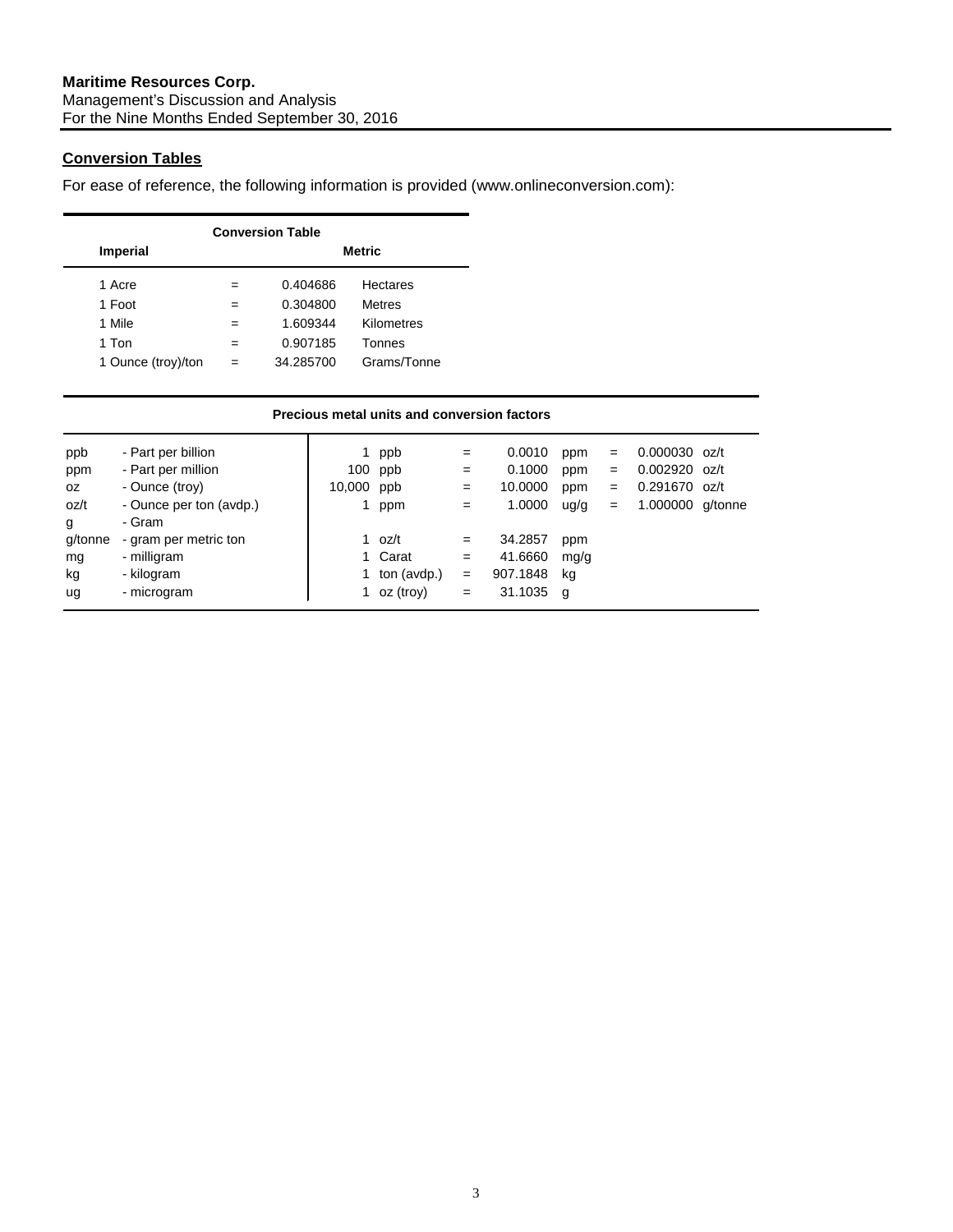## Conversion Tables

For ease of reference, the following information is provided (www.onlineconversion.com):

**Conversion Table**

| Imperial | | Metric | |
|---|---|---|---|
| 1 Acre | = | 0.404686 | Hectares |
| 1 Foot | = | 0.304800 | Metres |
| 1 Mile | = | 1.609344 | Kilometres |
| 1 Ton | = | 0.907185 | Tonnes |
| 1 Ounce (troy)/ton | = | 34.285700 | Grams/Tonne |

**Precious metal units and conversion factors**

| | | | | | | | | | | |
|---|---|---|---|---|---|---|---|---|---|---|
| ppb | - Part per billion | 1 | ppb | = | 0.0010 | ppm | = | 0.000030 | oz/t | |
| ppm | - Part per million | 100 | ppb | = | 0.1000 | ppm | = | 0.002920 | oz/t | |
| oz | - Ounce (troy) | 10,000 | ppb | = | 10.0000 | ppm | = | 0.291670 | oz/t | |
| oz/t | - Ounce per ton (avdp.) | 1 | ppm | = | 1.0000 | ug/g | = | 1.000000 | g/tonne | |
| g | - Gram | | | | | | | | | |
| g/tonne | - gram per metric ton | 1 | oz/t | = | 34.2857 | ppm | | | | |
| mg | - milligram | 1 | Carat | = | 41.6660 | mg/g | | | | |
| kg | - kilogram | 1 | ton (avdp.) | = | 907.1848 | kg | | | | |
| ug | - microgram | 1 | oz (troy) | = | 31.1035 | g | | | | |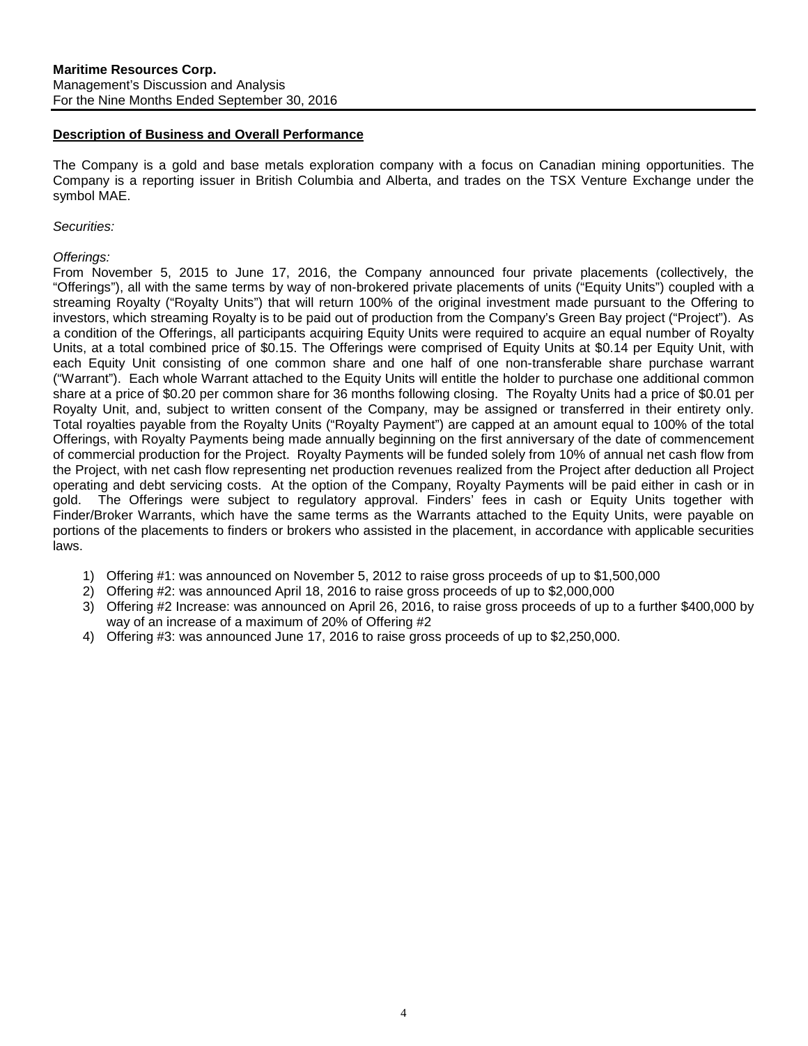## Description of Business and Overall Performance

The Company is a gold and base metals exploration company with a focus on Canadian mining opportunities. The Company is a reporting issuer in British Columbia and Alberta, and trades on the TSX Venture Exchange under the symbol MAE.

*Securities:*

*Offerings:*

From November 5, 2015 to June 17, 2016, the Company announced four private placements (collectively, the "Offerings"), all with the same terms by way of non-brokered private placements of units ("Equity Units") coupled with a streaming Royalty ("Royalty Units") that will return 100% of the original investment made pursuant to the Offering to investors, which streaming Royalty is to be paid out of production from the Company's Green Bay project ("Project"). As a condition of the Offerings, all participants acquiring Equity Units were required to acquire an equal number of Royalty Units, at a total combined price of $0.15. The Offerings were comprised of Equity Units at $0.14 per Equity Unit, with each Equity Unit consisting of one common share and one half of one non-transferable share purchase warrant ("Warrant"). Each whole Warrant attached to the Equity Units will entitle the holder to purchase one additional common share at a price of $0.20 per common share for 36 months following closing. The Royalty Units had a price of $0.01 per Royalty Unit, and, subject to written consent of the Company, may be assigned or transferred in their entirety only. Total royalties payable from the Royalty Units ("Royalty Payment") are capped at an amount equal to 100% of the total Offerings, with Royalty Payments being made annually beginning on the first anniversary of the date of commencement of commercial production for the Project. Royalty Payments will be funded solely from 10% of annual net cash flow from the Project, with net cash flow representing net production revenues realized from the Project after deduction all Project operating and debt servicing costs. At the option of the Company, Royalty Payments will be paid either in cash or in gold. The Offerings were subject to regulatory approval. Finders' fees in cash or Equity Units together with Finder/Broker Warrants, which have the same terms as the Warrants attached to the Equity Units, were payable on portions of the placements to finders or brokers who assisted in the placement, in accordance with applicable securities laws.

1) Offering #1: was announced on November 5, 2012 to raise gross proceeds of up to $1,500,000
2) Offering #2: was announced April 18, 2016 to raise gross proceeds of up to $2,000,000
3) Offering #2 Increase: was announced on April 26, 2016, to raise gross proceeds of up to a further $400,000 by way of an increase of a maximum of 20% of Offering #2
4) Offering #3: was announced June 17, 2016 to raise gross proceeds of up to $2,250,000.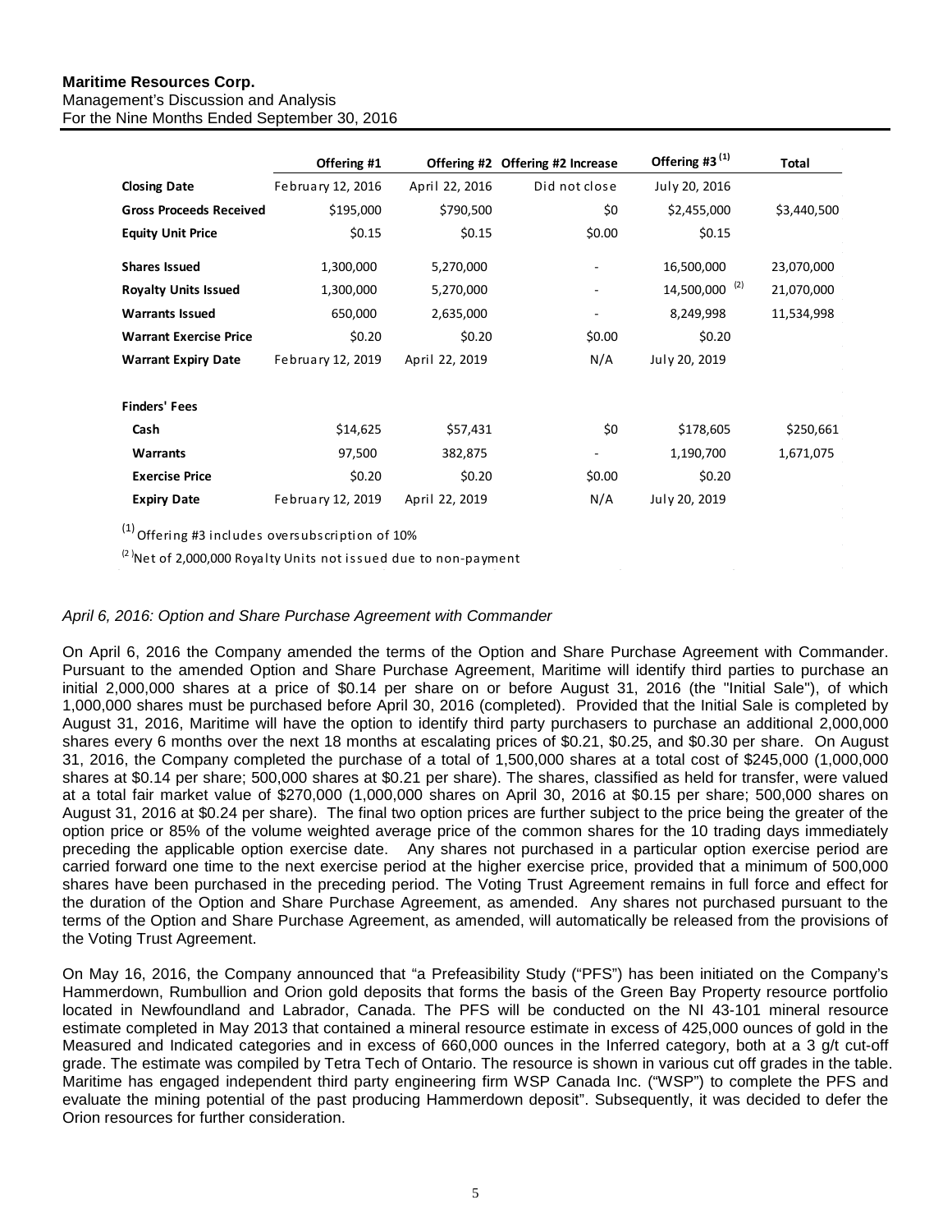| | Offering #1 | Offering #2 | Offering #2 Increase | Offering #3 [(1)] | Total |
|---|---|---|---|---|---|
| **Closing Date** | February 12, 2016 | April 22, 2016 | Did not close | July 20, 2016 | |
| **Gross Proceeds Received** | $195,000 | $790,500 | $0 | $2,455,000 | $3,440,500 |
| **Equity Unit Price** | $0.15 | $0.15 | $0.00 | $0.15 | |
| **Shares Issued** | 1,300,000 | 5,270,000 | - | 16,500,000 | 23,070,000 |
| **Royalty Units Issued** | 1,300,000 | 5,270,000 | - | 14,500,000 [(2)] | 21,070,000 |
| **Warrants Issued** | 650,000 | 2,635,000 | - | 8,249,998 | 11,534,998 |
| **Warrant Exercise Price** | $0.20 | $0.20 | $0.00 | $0.20 | |
| **Warrant Expiry Date** | February 12, 2019 | April 22, 2019 | N/A | July 20, 2019 | |
| **Finders' Fees** | | | | | |
| **Cash** | $14,625 | $57,431 | $0 | $178,605 | $250,661 |
| **Warrants** | 97,500 | 382,875 | - | 1,190,700 | 1,671,075 |
| **Exercise Price** | $0.20 | $0.20 | $0.00 | $0.20 | |
| **Expiry Date** | February 12, 2019 | April 22, 2019 | N/A | July 20, 2019 | |

[(1)] Offering #3 includes oversubscription of 10%

[(2)] Net of 2,000,000 Royalty Units not issued due to non-payment

*April 6, 2016: Option and Share Purchase Agreement with Commander*

On April 6, 2016 the Company amended the terms of the Option and Share Purchase Agreement with Commander. Pursuant to the amended Option and Share Purchase Agreement, Maritime will identify third parties to purchase an initial 2,000,000 shares at a price of $0.14 per share on or before August 31, 2016 (the "Initial Sale"), of which 1,000,000 shares must be purchased before April 30, 2016 (completed). Provided that the Initial Sale is completed by August 31, 2016, Maritime will have the option to identify third party purchasers to purchase an additional 2,000,000 shares every 6 months over the next 18 months at escalating prices of $0.21, $0.25, and $0.30 per share. On August 31, 2016, the Company completed the purchase of a total of 1,500,000 shares at a total cost of $245,000 (1,000,000 shares at $0.14 per share; 500,000 shares at $0.21 per share). The shares, classified as held for transfer, were valued at a total fair market value of $270,000 (1,000,000 shares on April 30, 2016 at $0.15 per share; 500,000 shares on August 31, 2016 at $0.24 per share). The final two option prices are further subject to the price being the greater of the option price or 85% of the volume weighted average price of the common shares for the 10 trading days immediately preceding the applicable option exercise date. Any shares not purchased in a particular option exercise period are carried forward one time to the next exercise period at the higher exercise price, provided that a minimum of 500,000 shares have been purchased in the preceding period. The Voting Trust Agreement remains in full force and effect for the duration of the Option and Share Purchase Agreement, as amended. Any shares not purchased pursuant to the terms of the Option and Share Purchase Agreement, as amended, will automatically be released from the provisions of the Voting Trust Agreement.

On May 16, 2016, the Company announced that "a Prefeasibility Study ("PFS") has been initiated on the Company's Hammerdown, Rumbullion and Orion gold deposits that forms the basis of the Green Bay Property resource portfolio located in Newfoundland and Labrador, Canada. The PFS will be conducted on the NI 43-101 mineral resource estimate completed in May 2013 that contained a mineral resource estimate in excess of 425,000 ounces of gold in the Measured and Indicated categories and in excess of 660,000 ounces in the Inferred category, both at a 3 g/t cut-off grade. The estimate was compiled by Tetra Tech of Ontario. The resource is shown in various cut off grades in the table. Maritime has engaged independent third party engineering firm WSP Canada Inc. ("WSP") to complete the PFS and evaluate the mining potential of the past producing Hammerdown deposit". Subsequently, it was decided to defer the Orion resources for further consideration.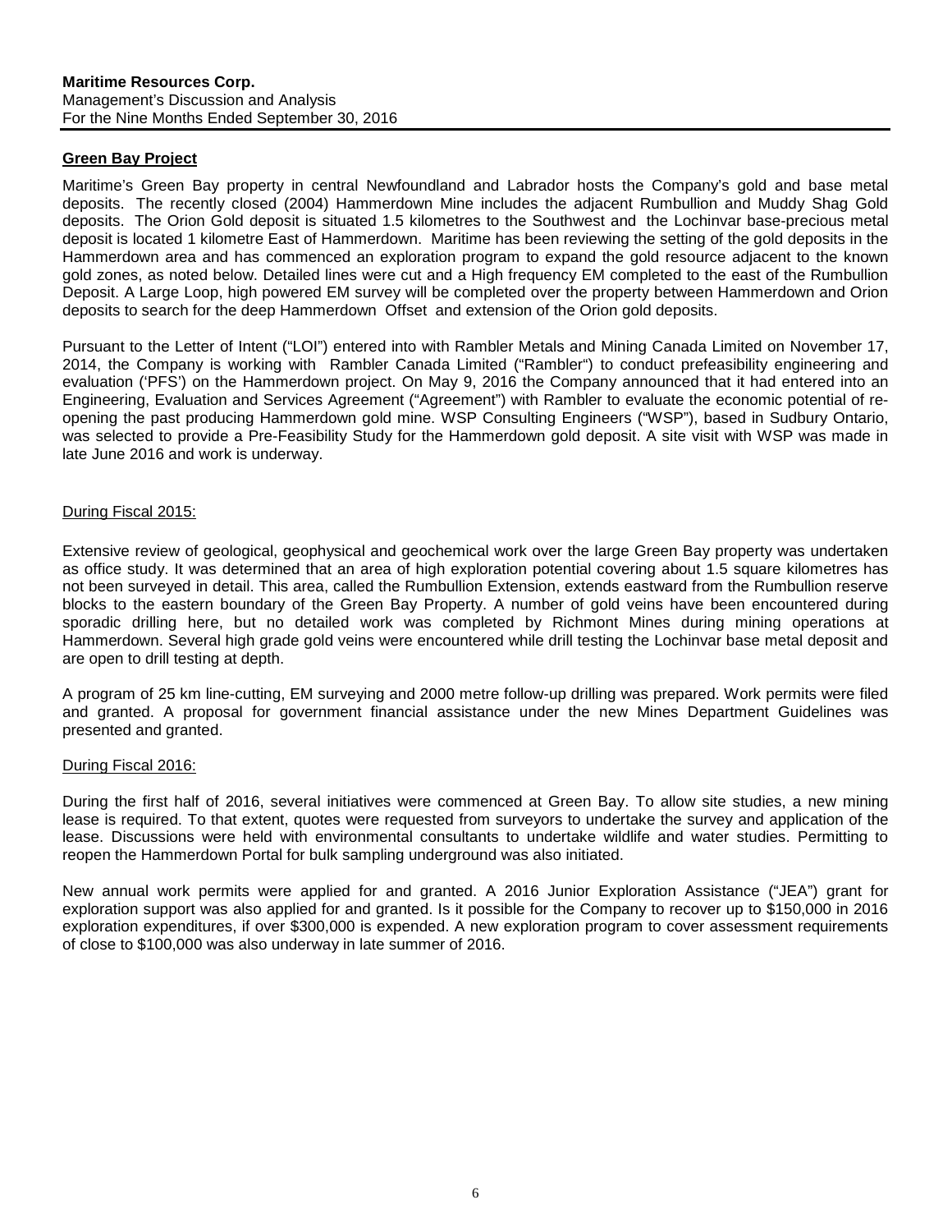## Green Bay Project

Maritime's Green Bay property in central Newfoundland and Labrador hosts the Company's gold and base metal deposits. The recently closed (2004) Hammerdown Mine includes the adjacent Rumbullion and Muddy Shag Gold deposits. The Orion Gold deposit is situated 1.5 kilometres to the Southwest and the Lochinvar base-precious metal deposit is located 1 kilometre East of Hammerdown. Maritime has been reviewing the setting of the gold deposits in the Hammerdown area and has commenced an exploration program to expand the gold resource adjacent to the known gold zones, as noted below. Detailed lines were cut and a High frequency EM completed to the east of the Rumbullion Deposit. A Large Loop, high powered EM survey will be completed over the property between Hammerdown and Orion deposits to search for the deep Hammerdown Offset and extension of the Orion gold deposits.

Pursuant to the Letter of Intent ("LOI") entered into with Rambler Metals and Mining Canada Limited on November 17, 2014, the Company is working with Rambler Canada Limited ("Rambler") to conduct prefeasibility engineering and evaluation ('PFS') on the Hammerdown project. On May 9, 2016 the Company announced that it had entered into an Engineering, Evaluation and Services Agreement ("Agreement") with Rambler to evaluate the economic potential of re-opening the past producing Hammerdown gold mine. WSP Consulting Engineers ("WSP"), based in Sudbury Ontario, was selected to provide a Pre-Feasibility Study for the Hammerdown gold deposit. A site visit with WSP was made in late June 2016 and work is underway.

### During Fiscal 2015:

Extensive review of geological, geophysical and geochemical work over the large Green Bay property was undertaken as office study. It was determined that an area of high exploration potential covering about 1.5 square kilometres has not been surveyed in detail. This area, called the Rumbullion Extension, extends eastward from the Rumbullion reserve blocks to the eastern boundary of the Green Bay Property. A number of gold veins have been encountered during sporadic drilling here, but no detailed work was completed by Richmont Mines during mining operations at Hammerdown. Several high grade gold veins were encountered while drill testing the Lochinvar base metal deposit and are open to drill testing at depth.

A program of 25 km line-cutting, EM surveying and 2000 metre follow-up drilling was prepared. Work permits were filed and granted. A proposal for government financial assistance under the new Mines Department Guidelines was presented and granted.

### During Fiscal 2016:

During the first half of 2016, several initiatives were commenced at Green Bay. To allow site studies, a new mining lease is required. To that extent, quotes were requested from surveyors to undertake the survey and application of the lease. Discussions were held with environmental consultants to undertake wildlife and water studies. Permitting to reopen the Hammerdown Portal for bulk sampling underground was also initiated.

New annual work permits were applied for and granted. A 2016 Junior Exploration Assistance ("JEA") grant for exploration support was also applied for and granted. Is it possible for the Company to recover up to $150,000 in 2016 exploration expenditures, if over $300,000 is expended. A new exploration program to cover assessment requirements of close to $100,000 was also underway in late summer of 2016.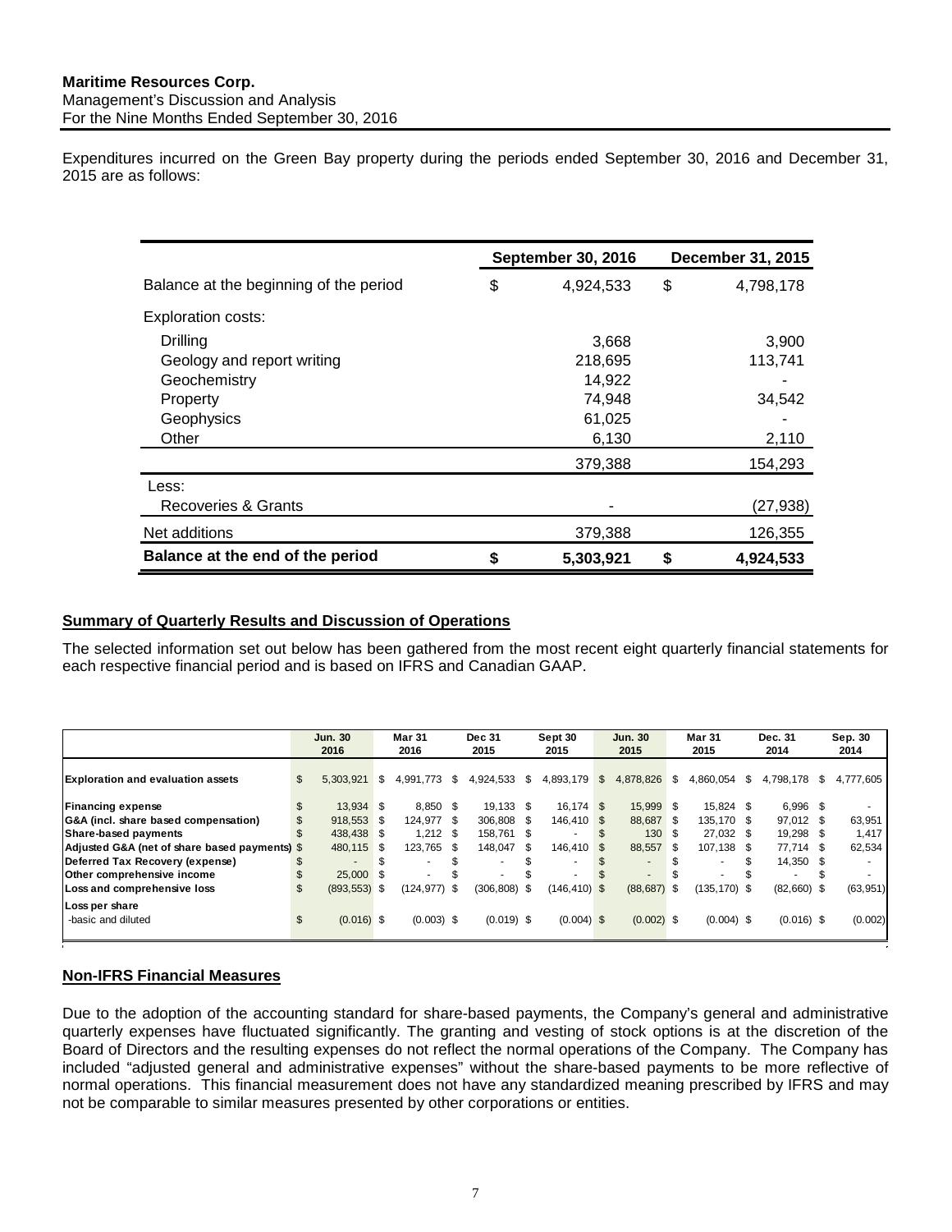Expenditures incurred on the Green Bay property during the periods ended September 30, 2016 and December 31, 2015 are as follows:

| | September 30, 2016 | December 31, 2015 |
|---|---|---|
| Balance at the beginning of the period | $ 4,924,533 | $ 4,798,178 |
| Exploration costs: | | |
| Drilling | 3,668 | 3,900 |
| Geology and report writing | 218,695 | 113,741 |
| Geochemistry | 14,922 | - |
| Property | 74,948 | 34,542 |
| Geophysics | 61,025 | - |
| Other | 6,130 | 2,110 |
| | 379,388 | 154,293 |
| Less: | | |
| Recoveries & Grants | - | (27,938) |
| Net additions | 379,388 | 126,355 |
| **Balance at the end of the period** | **$ 5,303,921** | **$ 4,924,533** |

## Summary of Quarterly Results and Discussion of Operations

The selected information set out below has been gathered from the most recent eight quarterly financial statements for each respective financial period and is based on IFRS and Canadian GAAP.

| | Jun. 30 2016 | Mar 31 2016 | Dec 31 2015 | Sept 30 2015 | Jun. 30 2015 | Mar 31 2015 | Dec. 31 2014 | Sep. 30 2014 |
|---|---|---|---|---|---|---|---|---|
| **Exploration and evaluation assets** | $ 5,303,921 | $ 4,991,773 | $ 4,924,533 | $ 4,893,179 | $ 4,878,826 | $ 4,860,054 | $ 4,798,178 | $ 4,777,605 |
| **Financing expense** | $ 13,934 | $ 8,850 | $ 19,133 | $ 16,174 | $ 15,999 | $ 15,824 | $ 6,996 | $ - |
| **G&A (incl. share based compensation)** | $ 918,553 | $ 124,977 | $ 306,808 | $ 146,410 | $ 88,687 | $ 135,170 | $ 97,012 | $ 63,951 |
| **Share-based payments** | $ 438,438 | $ 1,212 | $ 158,761 | $ - | $ 130 | $ 27,032 | $ 19,298 | $ 1,417 |
| **Adjusted G&A (net of share based payments)** | $ 480,115 | $ 123,765 | $ 148,047 | $ 146,410 | $ 88,557 | $ 107,138 | $ 77,714 | $ 62,534 |
| **Deferred Tax Recovery (expense)** | $ - | $ - | $ - | $ - | $ - | $ - | $ 14,350 | $ - |
| **Other comprehensive income** | $ 25,000 | $ - | $ - | $ - | $ - | $ - | $ - | $ - |
| **Loss and comprehensive loss** | $ (893,553) | $ (124,977) | $ (306,808) | $ (146,410) | $ (88,687) | $ (135,170) | $ (82,660) | $ (63,951) |
| **Loss per share** -basic and diluted | $ (0.016) | $ (0.003) | $ (0.019) | $ (0.004) | $ (0.002) | $ (0.004) | $ (0.016) | $ (0.002) |

## Non-IFRS Financial Measures

Due to the adoption of the accounting standard for share-based payments, the Company's general and administrative quarterly expenses have fluctuated significantly. The granting and vesting of stock options is at the discretion of the Board of Directors and the resulting expenses do not reflect the normal operations of the Company. The Company has included "adjusted general and administrative expenses" without the share-based payments to be more reflective of normal operations. This financial measurement does not have any standardized meaning prescribed by IFRS and may not be comparable to similar measures presented by other corporations or entities.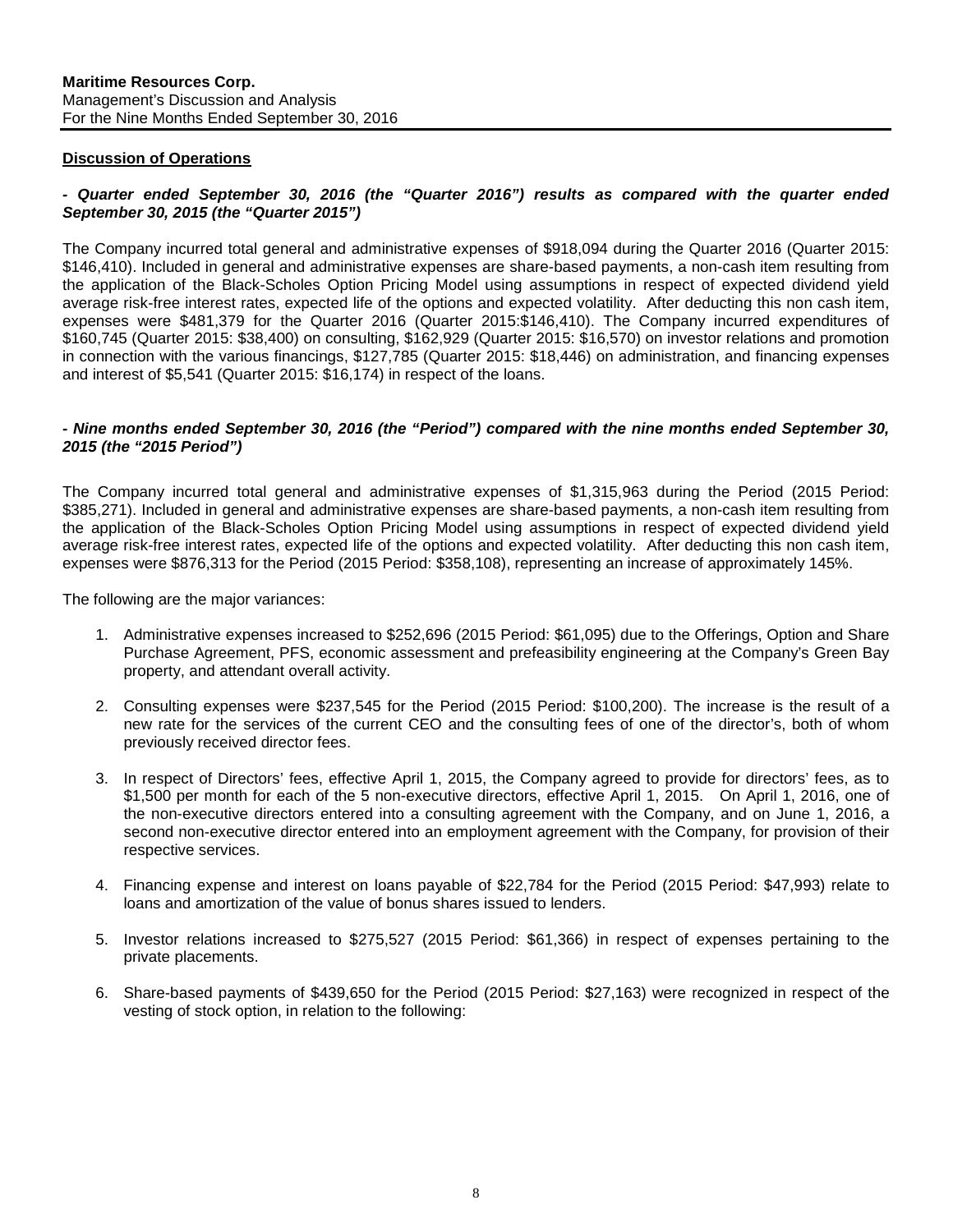## Discussion of Operations

***- Quarter ended September 30, 2016 (the "Quarter 2016") results as compared with the quarter ended September 30, 2015 (the "Quarter 2015")***

The Company incurred total general and administrative expenses of $918,094 during the Quarter 2016 (Quarter 2015: $146,410). Included in general and administrative expenses are share-based payments, a non-cash item resulting from the application of the Black-Scholes Option Pricing Model using assumptions in respect of expected dividend yield average risk-free interest rates, expected life of the options and expected volatility. After deducting this non cash item, expenses were $481,379 for the Quarter 2016 (Quarter 2015:$146,410). The Company incurred expenditures of $160,745 (Quarter 2015: $38,400) on consulting, $162,929 (Quarter 2015: $16,570) on investor relations and promotion in connection with the various financings, $127,785 (Quarter 2015: $18,446) on administration, and financing expenses and interest of $5,541 (Quarter 2015: $16,174) in respect of the loans.

***- Nine months ended September 30, 2016 (the "Period") compared with the nine months ended September 30, 2015 (the "2015 Period")***

The Company incurred total general and administrative expenses of $1,315,963 during the Period (2015 Period: $385,271). Included in general and administrative expenses are share-based payments, a non-cash item resulting from the application of the Black-Scholes Option Pricing Model using assumptions in respect of expected dividend yield average risk-free interest rates, expected life of the options and expected volatility. After deducting this non cash item, expenses were $876,313 for the Period (2015 Period: $358,108), representing an increase of approximately 145%.

The following are the major variances:

1. Administrative expenses increased to $252,696 (2015 Period: $61,095) due to the Offerings, Option and Share Purchase Agreement, PFS, economic assessment and prefeasibility engineering at the Company's Green Bay property, and attendant overall activity.

2. Consulting expenses were $237,545 for the Period (2015 Period: $100,200). The increase is the result of a new rate for the services of the current CEO and the consulting fees of one of the director's, both of whom previously received director fees.

3. In respect of Directors' fees, effective April 1, 2015, the Company agreed to provide for directors' fees, as to $1,500 per month for each of the 5 non-executive directors, effective April 1, 2015. On April 1, 2016, one of the non-executive directors entered into a consulting agreement with the Company, and on June 1, 2016, a second non-executive director entered into an employment agreement with the Company, for provision of their respective services.

4. Financing expense and interest on loans payable of $22,784 for the Period (2015 Period: $47,993) relate to loans and amortization of the value of bonus shares issued to lenders.

5. Investor relations increased to $275,527 (2015 Period: $61,366) in respect of expenses pertaining to the private placements.

6. Share-based payments of $439,650 for the Period (2015 Period: $27,163) were recognized in respect of the vesting of stock option, in relation to the following: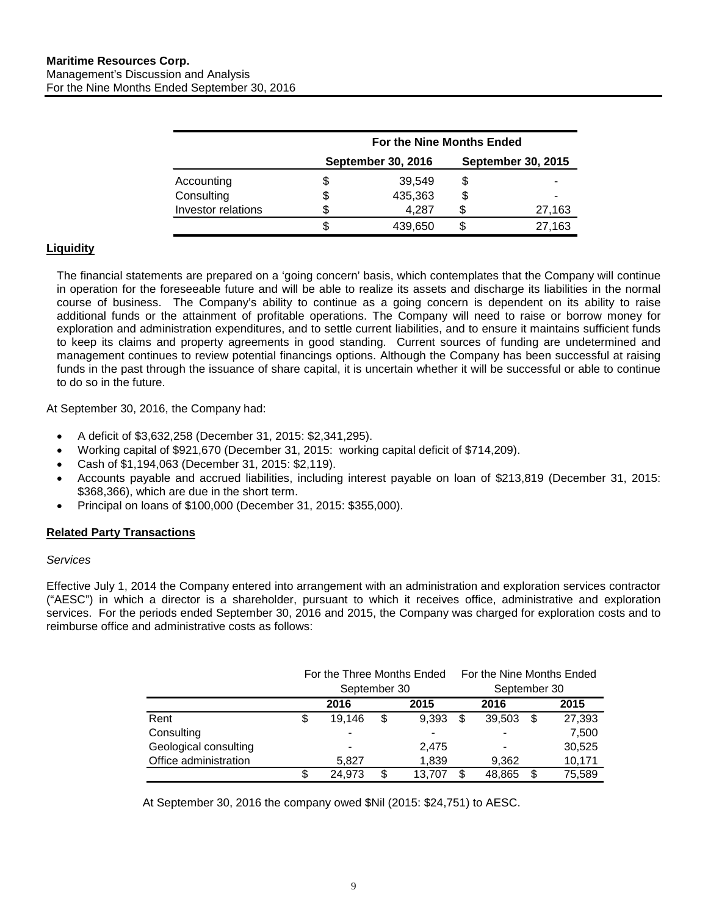| | For the Nine Months Ended | |
|---|---|---|
| | September 30, 2016 | September 30, 2015 |
| Accounting | $ 39,549 | $ - |
| Consulting | $ 435,363 | $ - |
| Investor relations | $ 4,287 | $ 27,163 |
| | $ 439,650 | $ 27,163 |

## Liquidity

The financial statements are prepared on a 'going concern' basis, which contemplates that the Company will continue in operation for the foreseeable future and will be able to realize its assets and discharge its liabilities in the normal course of business. The Company's ability to continue as a going concern is dependent on its ability to raise additional funds or the attainment of profitable operations. The Company will need to raise or borrow money for exploration and administration expenditures, and to settle current liabilities, and to ensure it maintains sufficient funds to keep its claims and property agreements in good standing. Current sources of funding are undetermined and management continues to review potential financings options. Although the Company has been successful at raising funds in the past through the issuance of share capital, it is uncertain whether it will be successful or able to continue to do so in the future.

At September 30, 2016, the Company had:

- A deficit of $3,632,258 (December 31, 2015: $2,341,295).
- Working capital of $921,670 (December 31, 2015: working capital deficit of $714,209).
- Cash of $1,194,063 (December 31, 2015: $2,119).
- Accounts payable and accrued liabilities, including interest payable on loan of $213,819 (December 31, 2015: $368,366), which are due in the short term.
- Principal on loans of $100,000 (December 31, 2015: $355,000).

## Related Party Transactions

*Services*

Effective July 1, 2014 the Company entered into arrangement with an administration and exploration services contractor ("AESC") in which a director is a shareholder, pursuant to which it receives office, administrative and exploration services. For the periods ended September 30, 2016 and 2015, the Company was charged for exploration costs and to reimburse office and administrative costs as follows:

| | For the Three Months Ended September 30 | | For the Nine Months Ended September 30 | |
|---|---|---|---|---|
| | 2016 | 2015 | 2016 | 2015 |
| Rent | $ 19,146 | $ 9,393 | $ 39,503 | $ 27,393 |
| Consulting | - | - | - | 7,500 |
| Geological consulting | - | 2,475 | - | 30,525 |
| Office administration | 5,827 | 1,839 | 9,362 | 10,171 |
| | $ 24,973 | $ 13,707 | $ 48,865 | $ 75,589 |

At September 30, 2016 the company owed $Nil (2015: $24,751) to AESC.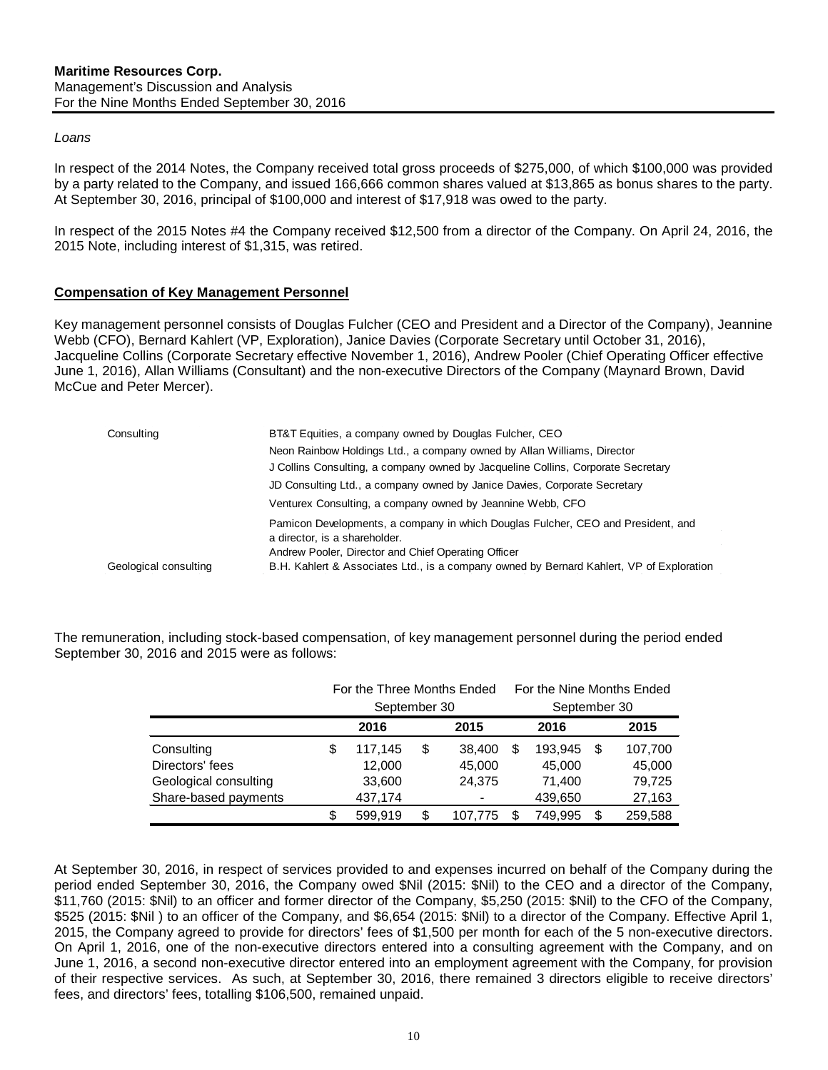*Loans*

In respect of the 2014 Notes, the Company received total gross proceeds of $275,000, of which $100,000 was provided by a party related to the Company, and issued 166,666 common shares valued at $13,865 as bonus shares to the party. At September 30, 2016, principal of $100,000 and interest of $17,918 was owed to the party.

In respect of the 2015 Notes #4 the Company received $12,500 from a director of the Company. On April 24, 2016, the 2015 Note, including interest of $1,315, was retired.

**Compensation of Key Management Personnel**

Key management personnel consists of Douglas Fulcher (CEO and President and a Director of the Company), Jeannine Webb (CFO), Bernard Kahlert (VP, Exploration), Janice Davies (Corporate Secretary until October 31, 2016), Jacqueline Collins (Corporate Secretary effective November 1, 2016), Andrew Pooler (Chief Operating Officer effective June 1, 2016), Allan Williams (Consultant) and the non-executive Directors of the Company (Maynard Brown, David McCue and Peter Mercer).

| | |
|---|---|
| Consulting | BT&T Equities, a company owned by Douglas Fulcher, CEO |
| | Neon Rainbow Holdings Ltd., a company owned by Allan Williams, Director |
| | J Collins Consulting, a company owned by Jacqueline Collins, Corporate Secretary |
| | JD Consulting Ltd., a company owned by Janice Davies, Corporate Secretary |
| | Venturex Consulting, a company owned by Jeannine Webb, CFO |
| | Pamicon Developments, a company in which Douglas Fulcher, CEO and President, and a director, is a shareholder. |
| | Andrew Pooler, Director and Chief Operating Officer |
| Geological consulting | B.H. Kahlert & Associates Ltd., is a company owned by Bernard Kahlert, VP of Exploration |

The remuneration, including stock-based compensation, of key management personnel during the period ended September 30, 2016 and 2015 were as follows:

| | For the Three Months Ended September 30 | | For the Nine Months Ended September 30 | |
|---|---|---|---|---|
| | 2016 | 2015 | 2016 | 2015 |
| Consulting | $ 117,145 | $ 38,400 | $ 193,945 | $ 107,700 |
| Directors' fees | 12,000 | 45,000 | 45,000 | 45,000 |
| Geological consulting | 33,600 | 24,375 | 71,400 | 79,725 |
| Share-based payments | 437,174 | - | 439,650 | 27,163 |
| | $ 599,919 | $ 107,775 | $ 749,995 | $ 259,588 |

At September 30, 2016, in respect of services provided to and expenses incurred on behalf of the Company during the period ended September 30, 2016, the Company owed $Nil (2015: $Nil) to the CEO and a director of the Company, $11,760 (2015: $Nil) to an officer and former director of the Company, $5,250 (2015: $Nil) to the CFO of the Company, $525 (2015: $Nil ) to an officer of the Company, and $6,654 (2015: $Nil) to a director of the Company. Effective April 1, 2015, the Company agreed to provide for directors' fees of $1,500 per month for each of the 5 non-executive directors. On April 1, 2016, one of the non-executive directors entered into a consulting agreement with the Company, and on June 1, 2016, a second non-executive director entered into an employment agreement with the Company, for provision of their respective services. As such, at September 30, 2016, there remained 3 directors eligible to receive directors' fees, and directors' fees, totalling $106,500, remained unpaid.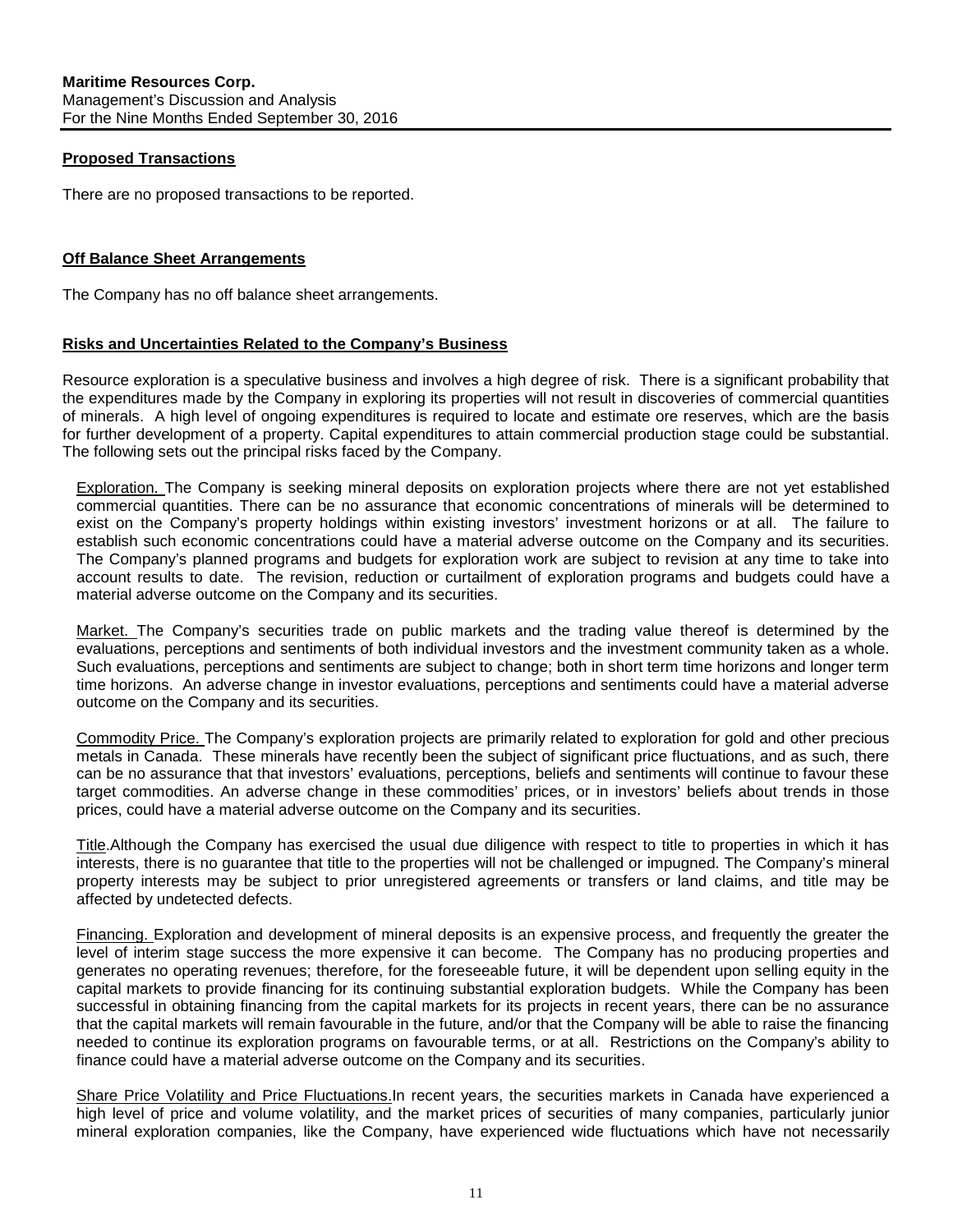## Proposed Transactions

There are no proposed transactions to be reported.

## Off Balance Sheet Arrangements

The Company has no off balance sheet arrangements.

## Risks and Uncertainties Related to the Company's Business

Resource exploration is a speculative business and involves a high degree of risk. There is a significant probability that the expenditures made by the Company in exploring its properties will not result in discoveries of commercial quantities of minerals. A high level of ongoing expenditures is required to locate and estimate ore reserves, which are the basis for further development of a property. Capital expenditures to attain commercial production stage could be substantial. The following sets out the principal risks faced by the Company.

Exploration. The Company is seeking mineral deposits on exploration projects where there are not yet established commercial quantities. There can be no assurance that economic concentrations of minerals will be determined to exist on the Company's property holdings within existing investors' investment horizons or at all. The failure to establish such economic concentrations could have a material adverse outcome on the Company and its securities. The Company's planned programs and budgets for exploration work are subject to revision at any time to take into account results to date. The revision, reduction or curtailment of exploration programs and budgets could have a material adverse outcome on the Company and its securities.

Market. The Company's securities trade on public markets and the trading value thereof is determined by the evaluations, perceptions and sentiments of both individual investors and the investment community taken as a whole. Such evaluations, perceptions and sentiments are subject to change; both in short term time horizons and longer term time horizons. An adverse change in investor evaluations, perceptions and sentiments could have a material adverse outcome on the Company and its securities.

Commodity Price. The Company's exploration projects are primarily related to exploration for gold and other precious metals in Canada. These minerals have recently been the subject of significant price fluctuations, and as such, there can be no assurance that that investors' evaluations, perceptions, beliefs and sentiments will continue to favour these target commodities. An adverse change in these commodities' prices, or in investors' beliefs about trends in those prices, could have a material adverse outcome on the Company and its securities.

Title.Although the Company has exercised the usual due diligence with respect to title to properties in which it has interests, there is no guarantee that title to the properties will not be challenged or impugned. The Company's mineral property interests may be subject to prior unregistered agreements or transfers or land claims, and title may be affected by undetected defects.

Financing. Exploration and development of mineral deposits is an expensive process, and frequently the greater the level of interim stage success the more expensive it can become. The Company has no producing properties and generates no operating revenues; therefore, for the foreseeable future, it will be dependent upon selling equity in the capital markets to provide financing for its continuing substantial exploration budgets. While the Company has been successful in obtaining financing from the capital markets for its projects in recent years, there can be no assurance that the capital markets will remain favourable in the future, and/or that the Company will be able to raise the financing needed to continue its exploration programs on favourable terms, or at all. Restrictions on the Company's ability to finance could have a material adverse outcome on the Company and its securities.

Share Price Volatility and Price Fluctuations.In recent years, the securities markets in Canada have experienced a high level of price and volume volatility, and the market prices of securities of many companies, particularly junior mineral exploration companies, like the Company, have experienced wide fluctuations which have not necessarily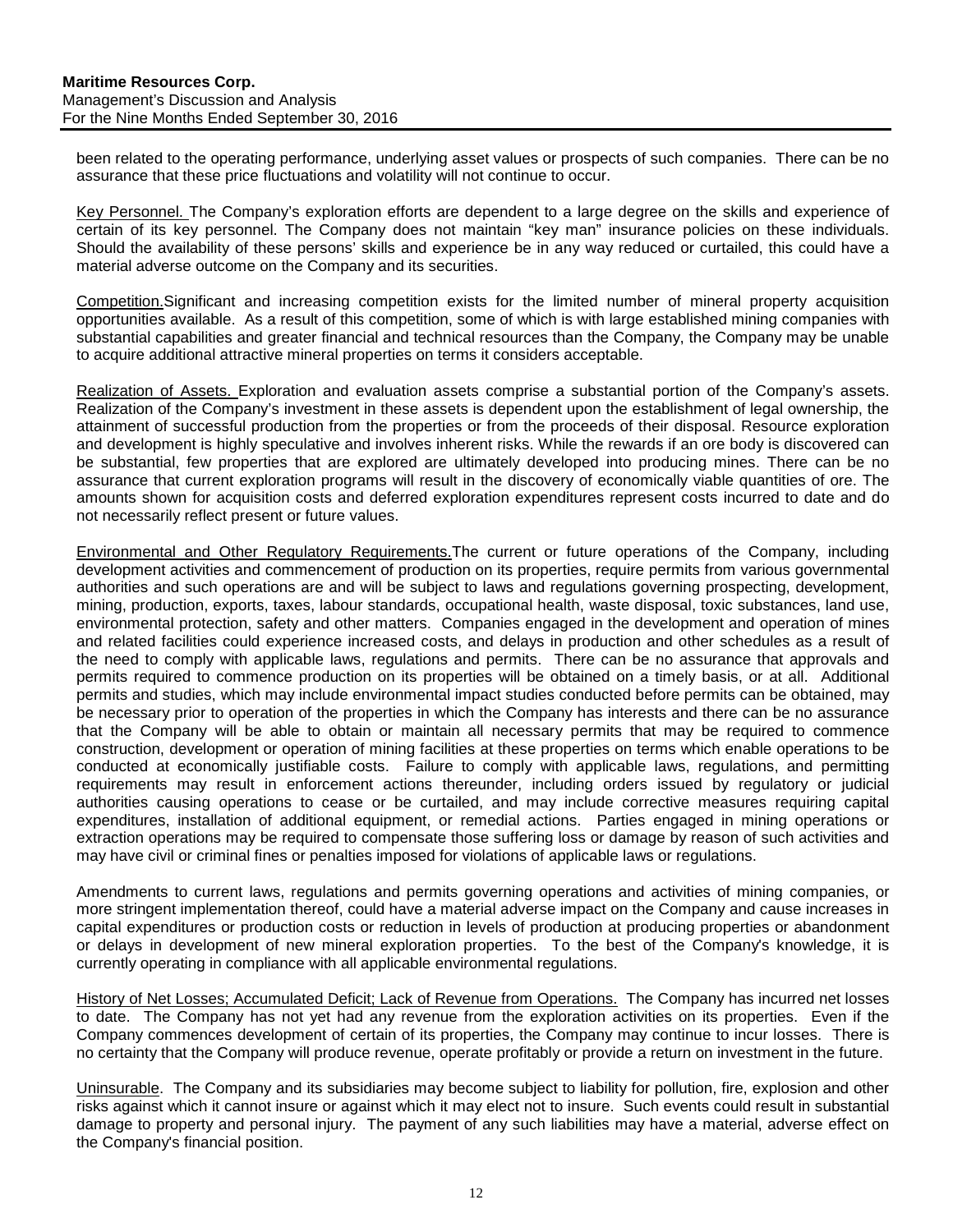been related to the operating performance, underlying asset values or prospects of such companies. There can be no assurance that these price fluctuations and volatility will not continue to occur.

Key Personnel. The Company's exploration efforts are dependent to a large degree on the skills and experience of certain of its key personnel. The Company does not maintain "key man" insurance policies on these individuals. Should the availability of these persons' skills and experience be in any way reduced or curtailed, this could have a material adverse outcome on the Company and its securities.

Competition.Significant and increasing competition exists for the limited number of mineral property acquisition opportunities available. As a result of this competition, some of which is with large established mining companies with substantial capabilities and greater financial and technical resources than the Company, the Company may be unable to acquire additional attractive mineral properties on terms it considers acceptable.

Realization of Assets. Exploration and evaluation assets comprise a substantial portion of the Company's assets. Realization of the Company's investment in these assets is dependent upon the establishment of legal ownership, the attainment of successful production from the properties or from the proceeds of their disposal. Resource exploration and development is highly speculative and involves inherent risks. While the rewards if an ore body is discovered can be substantial, few properties that are explored are ultimately developed into producing mines. There can be no assurance that current exploration programs will result in the discovery of economically viable quantities of ore. The amounts shown for acquisition costs and deferred exploration expenditures represent costs incurred to date and do not necessarily reflect present or future values.

Environmental and Other Regulatory Requirements.The current or future operations of the Company, including development activities and commencement of production on its properties, require permits from various governmental authorities and such operations are and will be subject to laws and regulations governing prospecting, development, mining, production, exports, taxes, labour standards, occupational health, waste disposal, toxic substances, land use, environmental protection, safety and other matters. Companies engaged in the development and operation of mines and related facilities could experience increased costs, and delays in production and other schedules as a result of the need to comply with applicable laws, regulations and permits. There can be no assurance that approvals and permits required to commence production on its properties will be obtained on a timely basis, or at all. Additional permits and studies, which may include environmental impact studies conducted before permits can be obtained, may be necessary prior to operation of the properties in which the Company has interests and there can be no assurance that the Company will be able to obtain or maintain all necessary permits that may be required to commence construction, development or operation of mining facilities at these properties on terms which enable operations to be conducted at economically justifiable costs. Failure to comply with applicable laws, regulations, and permitting requirements may result in enforcement actions thereunder, including orders issued by regulatory or judicial authorities causing operations to cease or be curtailed, and may include corrective measures requiring capital expenditures, installation of additional equipment, or remedial actions. Parties engaged in mining operations or extraction operations may be required to compensate those suffering loss or damage by reason of such activities and may have civil or criminal fines or penalties imposed for violations of applicable laws or regulations.

Amendments to current laws, regulations and permits governing operations and activities of mining companies, or more stringent implementation thereof, could have a material adverse impact on the Company and cause increases in capital expenditures or production costs or reduction in levels of production at producing properties or abandonment or delays in development of new mineral exploration properties. To the best of the Company's knowledge, it is currently operating in compliance with all applicable environmental regulations.

History of Net Losses; Accumulated Deficit; Lack of Revenue from Operations. The Company has incurred net losses to date. The Company has not yet had any revenue from the exploration activities on its properties. Even if the Company commences development of certain of its properties, the Company may continue to incur losses. There is no certainty that the Company will produce revenue, operate profitably or provide a return on investment in the future.

Uninsurable. The Company and its subsidiaries may become subject to liability for pollution, fire, explosion and other risks against which it cannot insure or against which it may elect not to insure. Such events could result in substantial damage to property and personal injury. The payment of any such liabilities may have a material, adverse effect on the Company's financial position.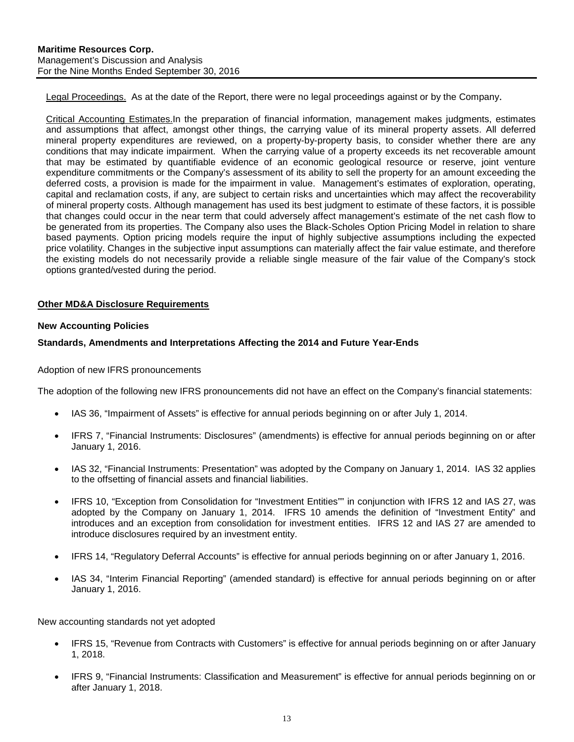Legal Proceedings. As at the date of the Report, there were no legal proceedings against or by the Company.

Critical Accounting Estimates.In the preparation of financial information, management makes judgments, estimates and assumptions that affect, amongst other things, the carrying value of its mineral property assets. All deferred mineral property expenditures are reviewed, on a property-by-property basis, to consider whether there are any conditions that may indicate impairment. When the carrying value of a property exceeds its net recoverable amount that may be estimated by quantifiable evidence of an economic geological resource or reserve, joint venture expenditure commitments or the Company's assessment of its ability to sell the property for an amount exceeding the deferred costs, a provision is made for the impairment in value. Management's estimates of exploration, operating, capital and reclamation costs, if any, are subject to certain risks and uncertainties which may affect the recoverability of mineral property costs. Although management has used its best judgment to estimate of these factors, it is possible that changes could occur in the near term that could adversely affect management's estimate of the net cash flow to be generated from its properties. The Company also uses the Black-Scholes Option Pricing Model in relation to share based payments. Option pricing models require the input of highly subjective assumptions including the expected price volatility. Changes in the subjective input assumptions can materially affect the fair value estimate, and therefore the existing models do not necessarily provide a reliable single measure of the fair value of the Company's stock options granted/vested during the period.

## Other MD&A Disclosure Requirements

### New Accounting Policies

### Standards, Amendments and Interpretations Affecting the 2014 and Future Year-Ends

Adoption of new IFRS pronouncements

The adoption of the following new IFRS pronouncements did not have an effect on the Company's financial statements:

- IAS 36, "Impairment of Assets" is effective for annual periods beginning on or after July 1, 2014.
- IFRS 7, "Financial Instruments: Disclosures" (amendments) is effective for annual periods beginning on or after January 1, 2016.
- IAS 32, "Financial Instruments: Presentation" was adopted by the Company on January 1, 2014. IAS 32 applies to the offsetting of financial assets and financial liabilities.
- IFRS 10, "Exception from Consolidation for "Investment Entities"" in conjunction with IFRS 12 and IAS 27, was adopted by the Company on January 1, 2014. IFRS 10 amends the definition of "Investment Entity" and introduces and an exception from consolidation for investment entities. IFRS 12 and IAS 27 are amended to introduce disclosures required by an investment entity.
- IFRS 14, "Regulatory Deferral Accounts" is effective for annual periods beginning on or after January 1, 2016.
- IAS 34, "Interim Financial Reporting" (amended standard) is effective for annual periods beginning on or after January 1, 2016.

New accounting standards not yet adopted

- IFRS 15, "Revenue from Contracts with Customers" is effective for annual periods beginning on or after January 1, 2018.
- IFRS 9, "Financial Instruments: Classification and Measurement" is effective for annual periods beginning on or after January 1, 2018.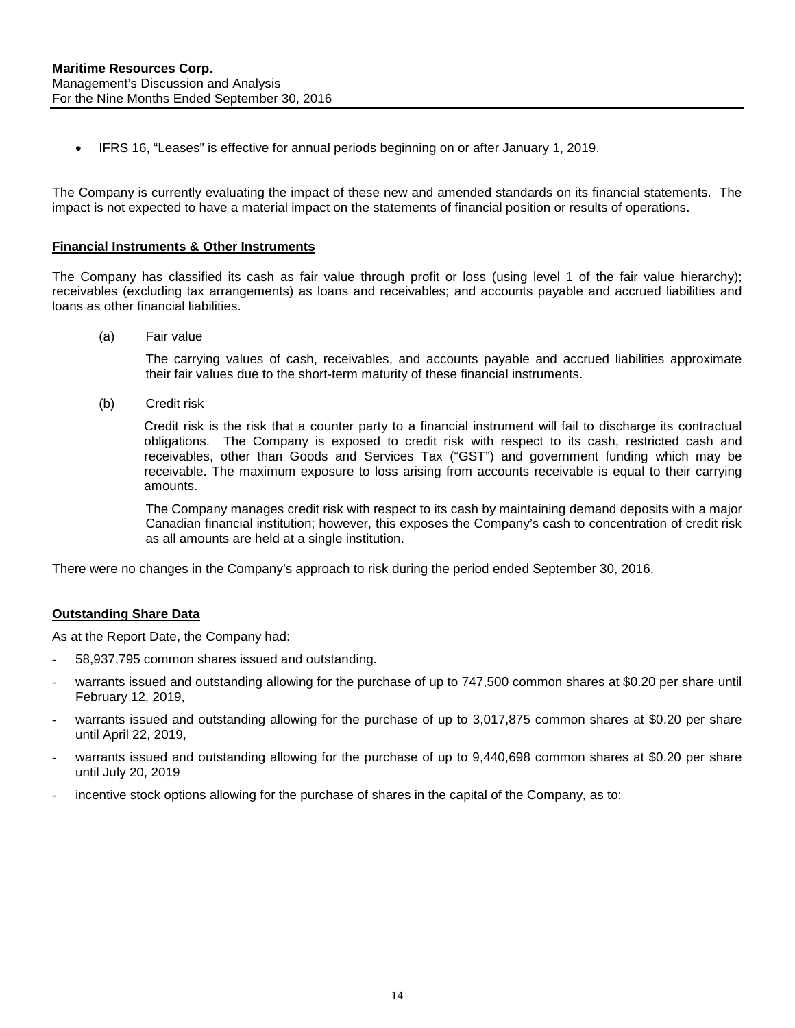- IFRS 16, "Leases" is effective for annual periods beginning on or after January 1, 2019.

The Company is currently evaluating the impact of these new and amended standards on its financial statements. The impact is not expected to have a material impact on the statements of financial position or results of operations.

## Financial Instruments & Other Instruments

The Company has classified its cash as fair value through profit or loss (using level 1 of the fair value hierarchy); receivables (excluding tax arrangements) as loans and receivables; and accounts payable and accrued liabilities and loans as other financial liabilities.

(a) Fair value

The carrying values of cash, receivables, and accounts payable and accrued liabilities approximate their fair values due to the short-term maturity of these financial instruments.

(b) Credit risk

Credit risk is the risk that a counter party to a financial instrument will fail to discharge its contractual obligations. The Company is exposed to credit risk with respect to its cash, restricted cash and receivables, other than Goods and Services Tax ("GST") and government funding which may be receivable. The maximum exposure to loss arising from accounts receivable is equal to their carrying amounts.

The Company manages credit risk with respect to its cash by maintaining demand deposits with a major Canadian financial institution; however, this exposes the Company's cash to concentration of credit risk as all amounts are held at a single institution.

There were no changes in the Company's approach to risk during the period ended September 30, 2016.

## Outstanding Share Data

As at the Report Date, the Company had:

- 58,937,795 common shares issued and outstanding.
- warrants issued and outstanding allowing for the purchase of up to 747,500 common shares at $0.20 per share until February 12, 2019,
- warrants issued and outstanding allowing for the purchase of up to 3,017,875 common shares at $0.20 per share until April 22, 2019,
- warrants issued and outstanding allowing for the purchase of up to 9,440,698 common shares at $0.20 per share until July 20, 2019
- incentive stock options allowing for the purchase of shares in the capital of the Company, as to: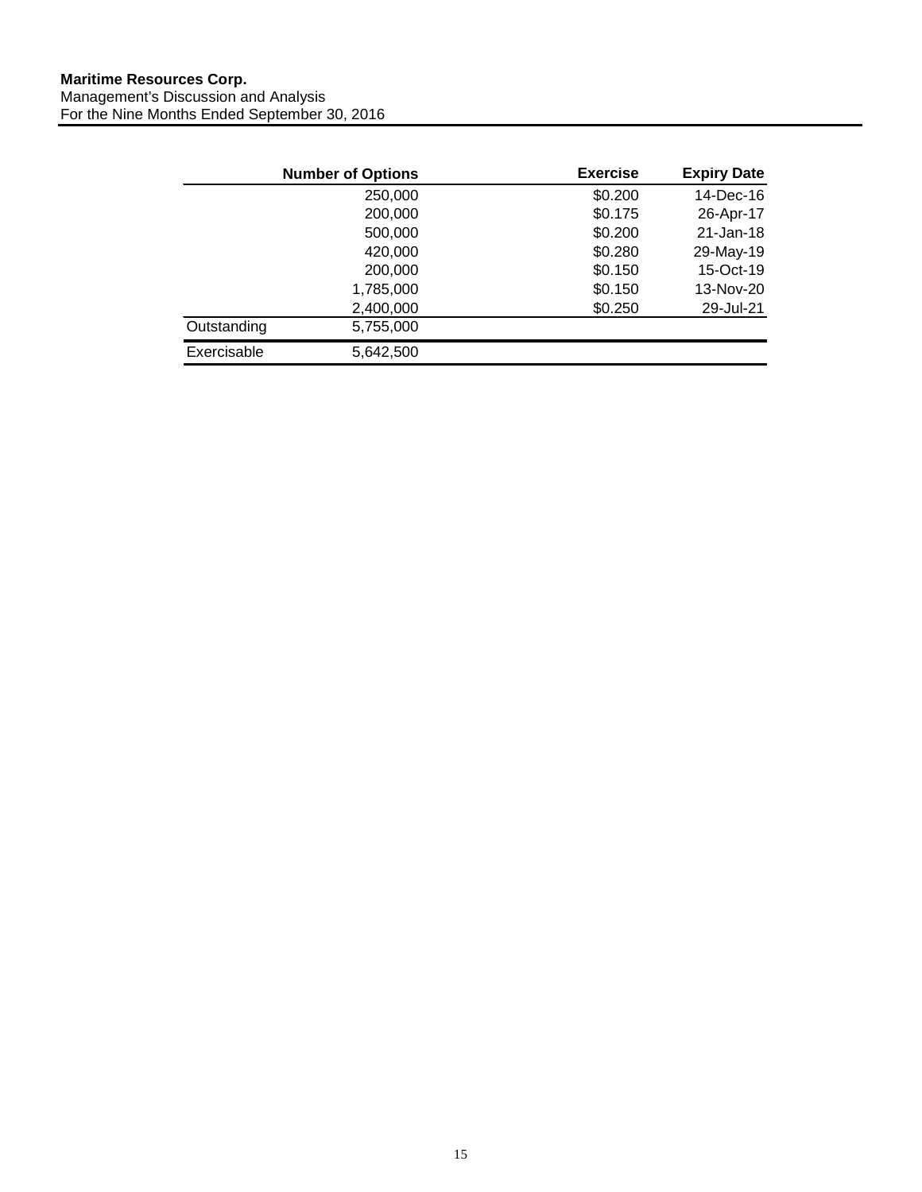| | Number of Options | Exercise | Expiry Date |
|---|---|---|---|
| | 250,000 | $0.200 | 14-Dec-16 |
| | 200,000 | $0.175 | 26-Apr-17 |
| | 500,000 | $0.200 | 21-Jan-18 |
| | 420,000 | $0.280 | 29-May-19 |
| | 200,000 | $0.150 | 15-Oct-19 |
| | 1,785,000 | $0.150 | 13-Nov-20 |
| | 2,400,000 | $0.250 | 29-Jul-21 |
| Outstanding | 5,755,000 | | |
| Exercisable | 5,642,500 | | |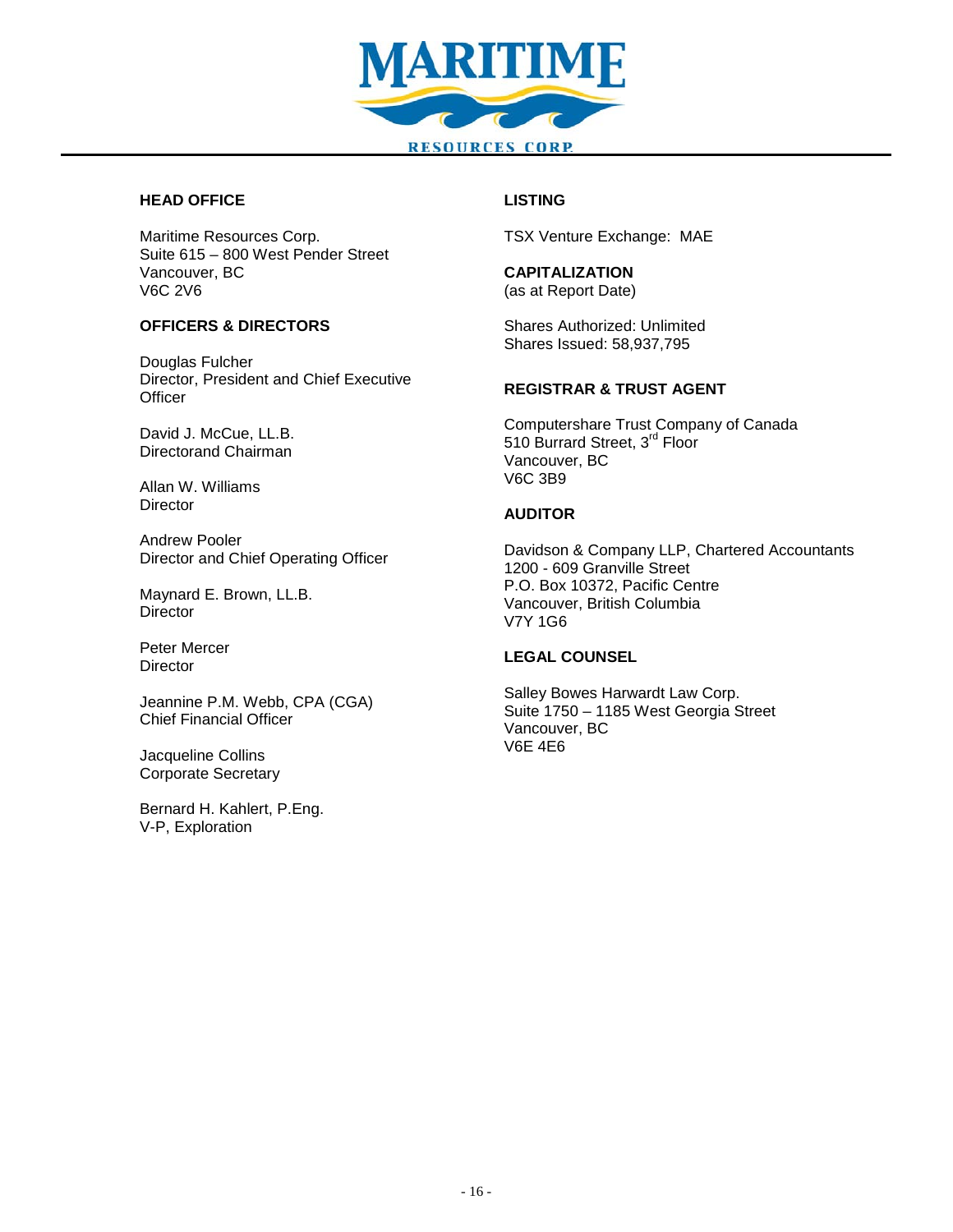MARITIME

RESOURCES CORP.

### HEAD OFFICE

Maritime Resources Corp.
Suite 615 – 800 West Pender Street
Vancouver, BC
V6C 2V6

### OFFICERS & DIRECTORS

Douglas Fulcher
Director, President and Chief Executive Officer

David J. McCue, LL.B.
Directorand Chairman

Allan W. Williams
Director

Andrew Pooler
Director and Chief Operating Officer

Maynard E. Brown, LL.B.
Director

Peter Mercer
Director

Jeannine P.M. Webb, CPA (CGA)
Chief Financial Officer

Jacqueline Collins
Corporate Secretary

Bernard H. Kahlert, P.Eng.
V-P, Exploration

### LISTING

TSX Venture Exchange: MAE

### CAPITALIZATION

(as at Report Date)

Shares Authorized: Unlimited
Shares Issued: 58,937,795

### REGISTRAR & TRUST AGENT

Computershare Trust Company of Canada
510 Burrard Street, 3rd Floor
Vancouver, BC
V6C 3B9

### AUDITOR

Davidson & Company LLP, Chartered Accountants
1200 - 609 Granville Street
P.O. Box 10372, Pacific Centre
Vancouver, British Columbia
V7Y 1G6

### LEGAL COUNSEL

Salley Bowes Harwardt Law Corp.
Suite 1750 – 1185 West Georgia Street
Vancouver, BC
V6E 4E6